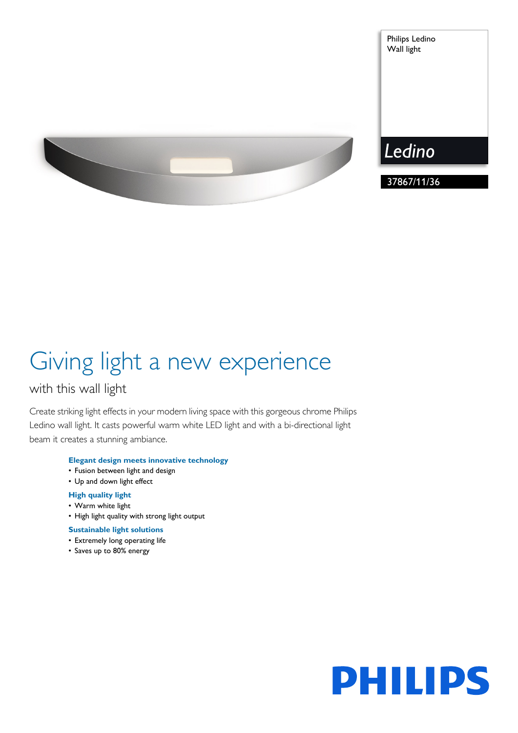Philips Ledino
Wall light

*Ledino*

37867/11/36

# Giving light a new experience

## with this wall light

Create striking light effects in your modern living space with this gorgeous chrome Philips Ledino wall light. It casts powerful warm white LED light and with a bi-directional light beam it creates a stunning ambiance.

**Elegant design meets innovative technology**

- Fusion between light and design
- Up and down light effect

**High quality light**

- Warm white light
- High light quality with strong light output

**Sustainable light solutions**

- Extremely long operating life
- Saves up to 80% energy

PHILIPS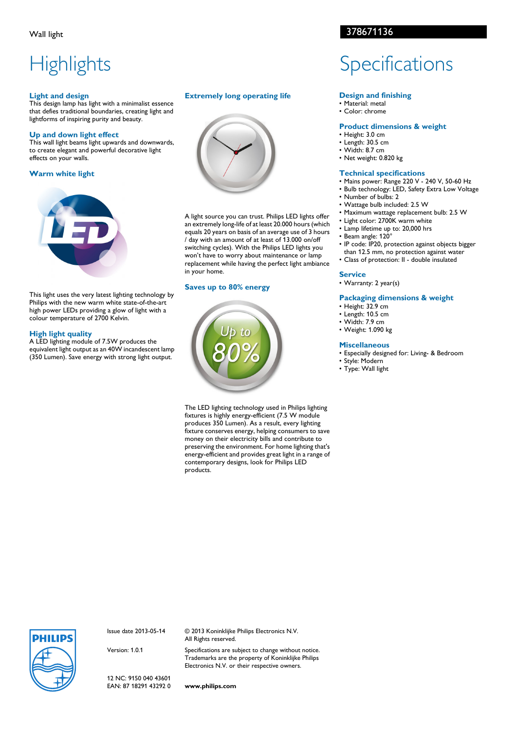# Highlights

### Light and design

This design lamp has light with a minimalist essence that defies traditional boundaries, creating light and lightforms of inspiring purity and beauty.

### Up and down light effect

This wall light beams light upwards and downwards, to create elegant and powerful decorative light effects on your walls.

### Warm white light

This light uses the very latest lighting technology by Philips with the new warm white state-of-the-art high power LEDs providing a glow of light with a colour temperature of 2700 Kelvin.

### High light quality

A LED lighting module of 7.5W produces the equivalent light output as an 40W incandescent lamp (350 Lumen). Save energy with strong light output.

### Extremely long operating life

A light source you can trust. Philips LED lights offer an extremely long-life of at least 20.000 hours (which equals 20 years on basis of an average use of 3 hours / day with an amount of at least of 13.000 on/off switching cycles). With the Philips LED lights you won't have to worry about maintenance or lamp replacement while having the perfect light ambiance in your home.

### Saves up to 80% energy

The LED lighting technology used in Philips lighting fixtures is highly energy-efficient (7.5 W module produces 350 Lumen). As a result, every lighting fixture conserves energy, helping consumers to save money on their electricity bills and contribute to preserving the environment. For home lighting that's energy-efficient and provides great light in a range of contemporary designs, look for Philips LED products.

# Specifications

### Design and finishing

- Material: metal
- Color: chrome

### Product dimensions & weight

- Height: 3.0 cm
- Length: 30.5 cm
- Width: 8.7 cm
- Net weight: 0.820 kg

### Technical specifications

- Mains power: Range 220 V - 240 V, 50-60 Hz
- Bulb technology: LED, Safety Extra Low Voltage
- Number of bulbs: 2
- Wattage bulb included: 2.5 W
- Maximum wattage replacement bulb: 2.5 W
- Light color: 2700K warm white
- Lamp lifetime up to: 20,000 hrs
- Beam angle: 120°
- IP code: IP20, protection against objects bigger than 12.5 mm, no protection against water
- Class of protection: II - double insulated

### Service

- Warranty: 2 year(s)

### Packaging dimensions & weight

- Height: 32.9 cm
- Length: 10.5 cm
- Width: 7.9 cm
- Weight: 1.090 kg

### Miscellaneous

- Especially designed for: Living- & Bedroom
- Style: Modern
- Type: Wall light

Issue date 2013-05-14

Version: 1.0.1

12 NC: 9150 040 43601
EAN: 87 18291 43292 0

© 2013 Koninklijke Philips Electronics N.V.
All Rights reserved.

Specifications are subject to change without notice. Trademarks are the property of Koninklijke Philips Electronics N.V. or their respective owners.

**www.philips.com**